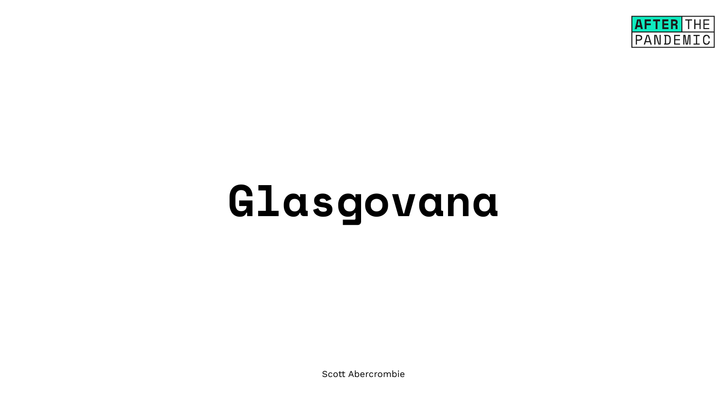AFTER THE PANDEMIC

# Glasgovana

Scott Abercrombie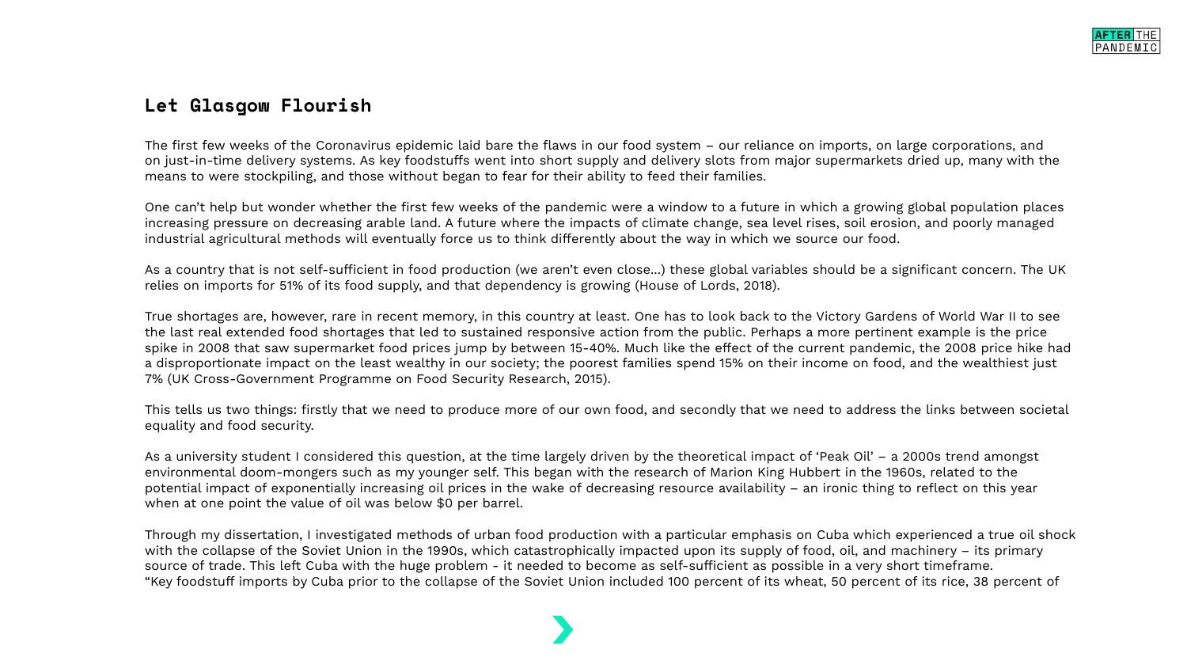## Let Glasgow Flourish

The first few weeks of the Coronavirus epidemic laid bare the flaws in our food system – our reliance on imports, on large corporations, and on just-in-time delivery systems. As key foodstuffs went into short supply and delivery slots from major supermarkets dried up, many with the means to were stockpiling, and those without began to fear for their ability to feed their families.

One can't help but wonder whether the first few weeks of the pandemic were a window to a future in which a growing global population places increasing pressure on decreasing arable land. A future where the impacts of climate change, sea level rises, soil erosion, and poorly managed industrial agricultural methods will eventually force us to think differently about the way in which we source our food.

As a country that is not self-sufficient in food production (we aren't even close…) these global variables should be a significant concern. The UK relies on imports for 51% of its food supply, and that dependency is growing (House of Lords, 2018).

True shortages are, however, rare in recent memory, in this country at least. One has to look back to the Victory Gardens of World War II to see the last real extended food shortages that led to sustained responsive action from the public. Perhaps a more pertinent example is the price spike in 2008 that saw supermarket food prices jump by between 15-40%. Much like the effect of the current pandemic, the 2008 price hike had a disproportionate impact on the least wealthy in our society; the poorest families spend 15% on their income on food, and the wealthiest just 7% (UK Cross-Government Programme on Food Security Research, 2015).

This tells us two things: firstly that we need to produce more of our own food, and secondly that we need to address the links between societal equality and food security.

As a university student I considered this question, at the time largely driven by the theoretical impact of 'Peak Oil' – a 2000s trend amongst environmental doom-mongers such as my younger self. This began with the research of Marion King Hubbert in the 1960s, related to the potential impact of exponentially increasing oil prices in the wake of decreasing resource availability – an ironic thing to reflect on this year when at one point the value of oil was below $0 per barrel.

Through my dissertation, I investigated methods of urban food production with a particular emphasis on Cuba which experienced a true oil shock with the collapse of the Soviet Union in the 1990s, which catastrophically impacted upon its supply of food, oil, and machinery – its primary source of trade. This left Cuba with the huge problem - it needed to become as self-sufficient as possible in a very short timeframe.
"Key foodstuff imports by Cuba prior to the collapse of the Soviet Union included 100 percent of its wheat, 50 percent of its rice, 38 percent of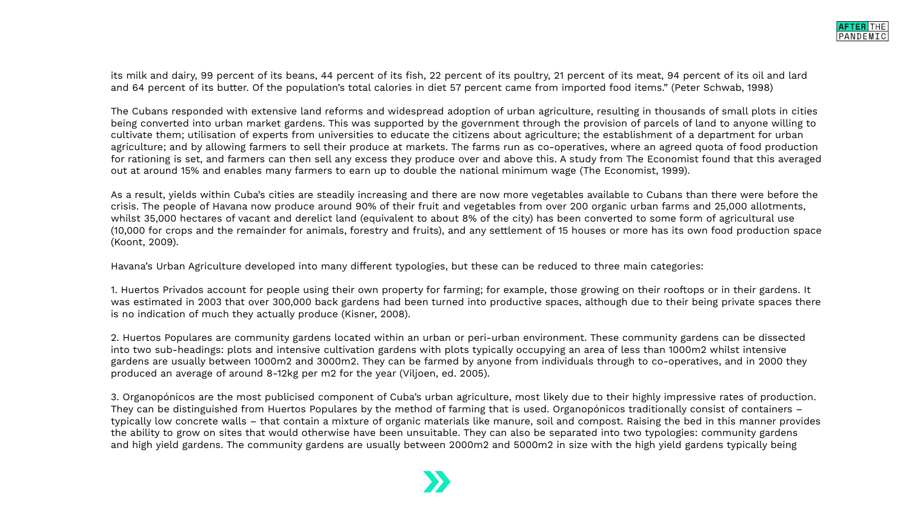its milk and dairy, 99 percent of its beans, 44 percent of its fish, 22 percent of its poultry, 21 percent of its meat, 94 percent of its oil and lard and 64 percent of its butter. Of the population's total calories in diet 57 percent came from imported food items." (Peter Schwab, 1998)

The Cubans responded with extensive land reforms and widespread adoption of urban agriculture, resulting in thousands of small plots in cities being converted into urban market gardens. This was supported by the government through the provision of parcels of land to anyone willing to cultivate them; utilisation of experts from universities to educate the citizens about agriculture; the establishment of a department for urban agriculture; and by allowing farmers to sell their produce at markets. The farms run as co-operatives, where an agreed quota of food production for rationing is set, and farmers can then sell any excess they produce over and above this. A study from The Economist found that this averaged out at around 15% and enables many farmers to earn up to double the national minimum wage (The Economist, 1999).

As a result, yields within Cuba's cities are steadily increasing and there are now more vegetables available to Cubans than there were before the crisis. The people of Havana now produce around 90% of their fruit and vegetables from over 200 organic urban farms and 25,000 allotments, whilst 35,000 hectares of vacant and derelict land (equivalent to about 8% of the city) has been converted to some form of agricultural use (10,000 for crops and the remainder for animals, forestry and fruits), and any settlement of 15 houses or more has its own food production space (Koont, 2009).

Havana's Urban Agriculture developed into many different typologies, but these can be reduced to three main categories:

1. Huertos Privados account for people using their own property for farming; for example, those growing on their rooftops or in their gardens. It was estimated in 2003 that over 300,000 back gardens had been turned into productive spaces, although due to their being private spaces there is no indication of much they actually produce (Kisner, 2008).

2. Huertos Populares are community gardens located within an urban or peri-urban environment. These community gardens can be dissected into two sub-headings: plots and intensive cultivation gardens with plots typically occupying an area of less than 1000m2 whilst intensive gardens are usually between 1000m2 and 3000m2. They can be farmed by anyone from individuals through to co-operatives, and in 2000 they produced an average of around 8-12kg per m2 for the year (Viljoen, ed. 2005).

3. Organopónicos are the most publicised component of Cuba's urban agriculture, most likely due to their highly impressive rates of production. They can be distinguished from Huertos Populares by the method of farming that is used. Organopónicos traditionally consist of containers – typically low concrete walls – that contain a mixture of organic materials like manure, soil and compost. Raising the bed in this manner provides the ability to grow on sites that would otherwise have been unsuitable. They can also be separated into two typologies: community gardens and high yield gardens. The community gardens are usually between 2000m2 and 5000m2 in size with the high yield gardens typically being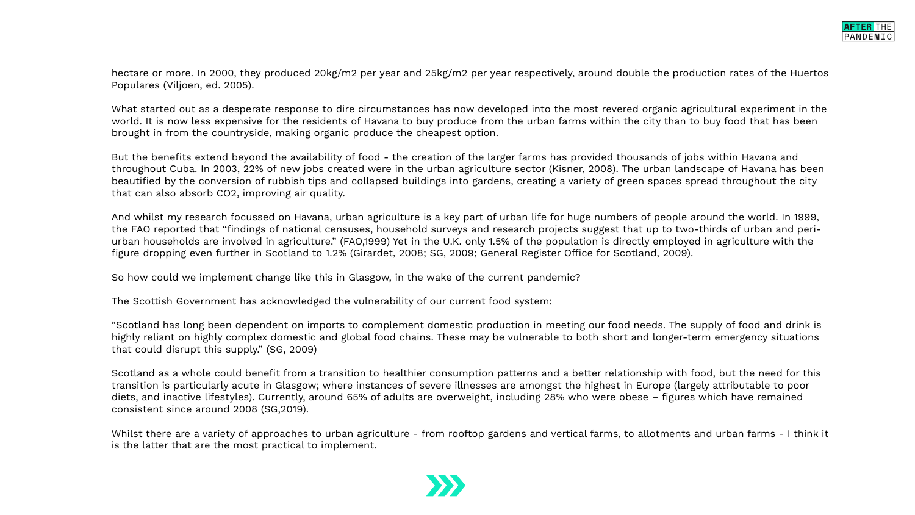hectare or more. In 2000, they produced 20kg/m2 per year and 25kg/m2 per year respectively, around double the production rates of the Huertos Populares (Viljoen, ed. 2005).

What started out as a desperate response to dire circumstances has now developed into the most revered organic agricultural experiment in the world. It is now less expensive for the residents of Havana to buy produce from the urban farms within the city than to buy food that has been brought in from the countryside, making organic produce the cheapest option.

But the benefits extend beyond the availability of food - the creation of the larger farms has provided thousands of jobs within Havana and throughout Cuba. In 2003, 22% of new jobs created were in the urban agriculture sector (Kisner, 2008). The urban landscape of Havana has been beautified by the conversion of rubbish tips and collapsed buildings into gardens, creating a variety of green spaces spread throughout the city that can also absorb $CO_2$, improving air quality.

And whilst my research focussed on Havana, urban agriculture is a key part of urban life for huge numbers of people around the world. In 1999, the FAO reported that "findings of national censuses, household surveys and research projects suggest that up to two-thirds of urban and peri-urban households are involved in agriculture." (FAO,1999) Yet in the U.K. only 1.5% of the population is directly employed in agriculture with the figure dropping even further in Scotland to 1.2% (Girardet, 2008; SG, 2009; General Register Office for Scotland, 2009).

So how could we implement change like this in Glasgow, in the wake of the current pandemic?

The Scottish Government has acknowledged the vulnerability of our current food system:

"Scotland has long been dependent on imports to complement domestic production in meeting our food needs. The supply of food and drink is highly reliant on highly complex domestic and global food chains. These may be vulnerable to both short and longer-term emergency situations that could disrupt this supply." (SG, 2009)

Scotland as a whole could benefit from a transition to healthier consumption patterns and a better relationship with food, but the need for this transition is particularly acute in Glasgow; where instances of severe illnesses are amongst the highest in Europe (largely attributable to poor diets, and inactive lifestyles). Currently, around 65% of adults are overweight, including 28% who were obese – figures which have remained consistent since around 2008 (SG,2019).

Whilst there are a variety of approaches to urban agriculture - from rooftop gardens and vertical farms, to allotments and urban farms - I think it is the latter that are the most practical to implement.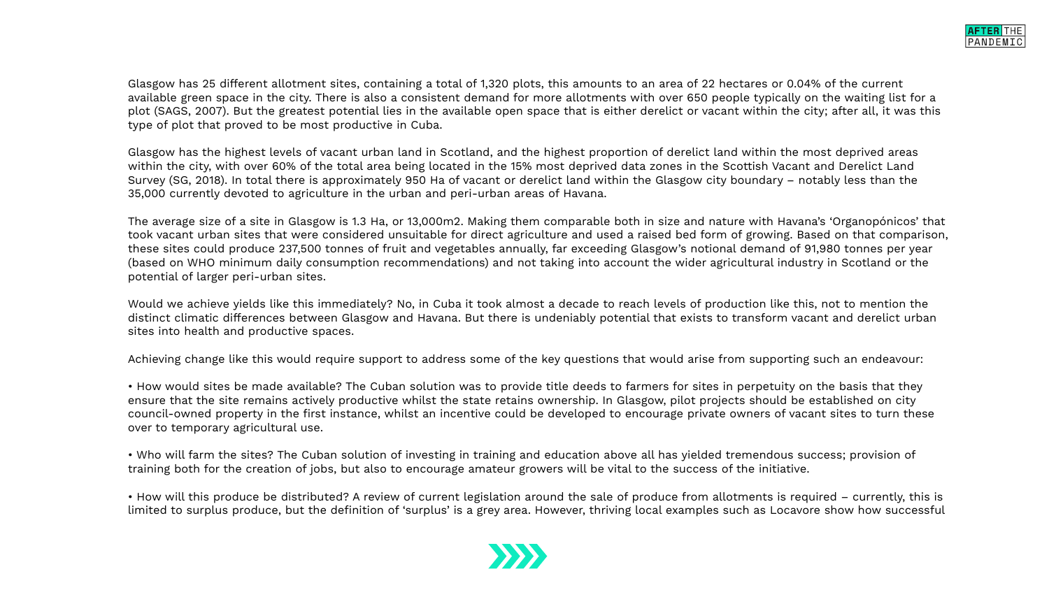Glasgow has 25 different allotment sites, containing a total of 1,320 plots, this amounts to an area of 22 hectares or 0.04% of the current available green space in the city. There is also a consistent demand for more allotments with over 650 people typically on the waiting list for a plot (SAGS, 2007). But the greatest potential lies in the available open space that is either derelict or vacant within the city; after all, it was this type of plot that proved to be most productive in Cuba.

Glasgow has the highest levels of vacant urban land in Scotland, and the highest proportion of derelict land within the most deprived areas within the city, with over 60% of the total area being located in the 15% most deprived data zones in the Scottish Vacant and Derelict Land Survey (SG, 2018). In total there is approximately 950 Ha of vacant or derelict land within the Glasgow city boundary – notably less than the 35,000 currently devoted to agriculture in the urban and peri-urban areas of Havana.

The average size of a site in Glasgow is 1.3 Ha, or 13,000m2. Making them comparable both in size and nature with Havana's 'Organopónicos' that took vacant urban sites that were considered unsuitable for direct agriculture and used a raised bed form of growing. Based on that comparison, these sites could produce 237,500 tonnes of fruit and vegetables annually, far exceeding Glasgow's notional demand of 91,980 tonnes per year (based on WHO minimum daily consumption recommendations) and not taking into account the wider agricultural industry in Scotland or the potential of larger peri-urban sites.

Would we achieve yields like this immediately? No, in Cuba it took almost a decade to reach levels of production like this, not to mention the distinct climatic differences between Glasgow and Havana. But there is undeniably potential that exists to transform vacant and derelict urban sites into health and productive spaces.

Achieving change like this would require support to address some of the key questions that would arise from supporting such an endeavour:

- How would sites be made available? The Cuban solution was to provide title deeds to farmers for sites in perpetuity on the basis that they ensure that the site remains actively productive whilst the state retains ownership. In Glasgow, pilot projects should be established on city council-owned property in the first instance, whilst an incentive could be developed to encourage private owners of vacant sites to turn these over to temporary agricultural use.

- Who will farm the sites? The Cuban solution of investing in training and education above all has yielded tremendous success; provision of training both for the creation of jobs, but also to encourage amateur growers will be vital to the success of the initiative.

- How will this produce be distributed? A review of current legislation around the sale of produce from allotments is required – currently, this is limited to surplus produce, but the definition of 'surplus' is a grey area. However, thriving local examples such as Locavore show how successful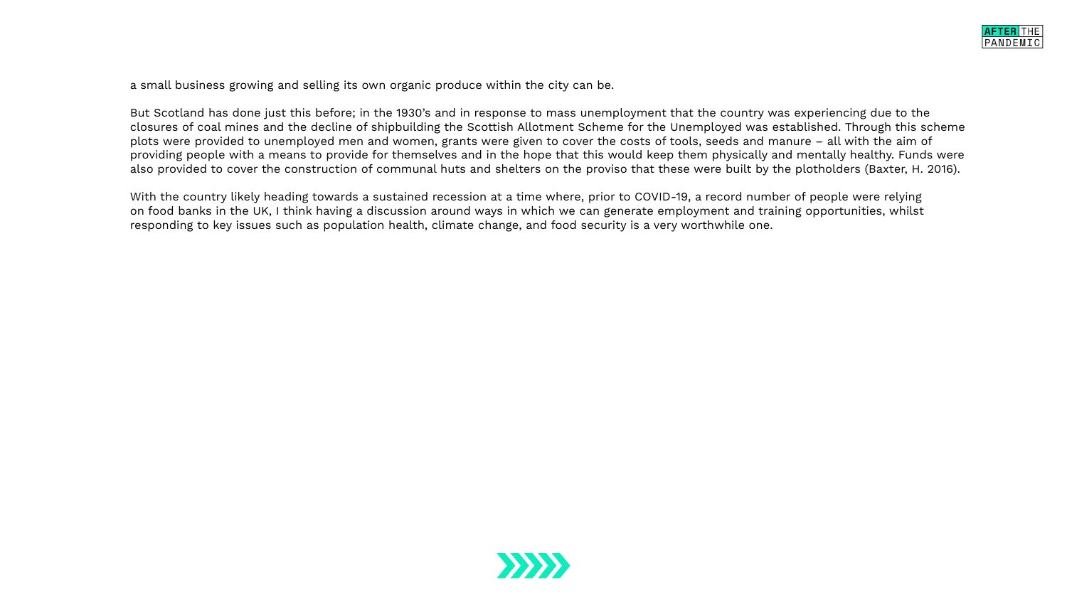a small business growing and selling its own organic produce within the city can be.

But Scotland has done just this before; in the 1930's and in response to mass unemployment that the country was experiencing due to the closures of coal mines and the decline of shipbuilding the Scottish Allotment Scheme for the Unemployed was established. Through this scheme plots were provided to unemployed men and women, grants were given to cover the costs of tools, seeds and manure – all with the aim of providing people with a means to provide for themselves and in the hope that this would keep them physically and mentally healthy. Funds were also provided to cover the construction of communal huts and shelters on the proviso that these were built by the plotholders (Baxter, H. 2016).

With the country likely heading towards a sustained recession at a time where, prior to COVID-19, a record number of people were relying on food banks in the UK, I think having a discussion around ways in which we can generate employment and training opportunities, whilst responding to key issues such as population health, climate change, and food security is a very worthwhile one.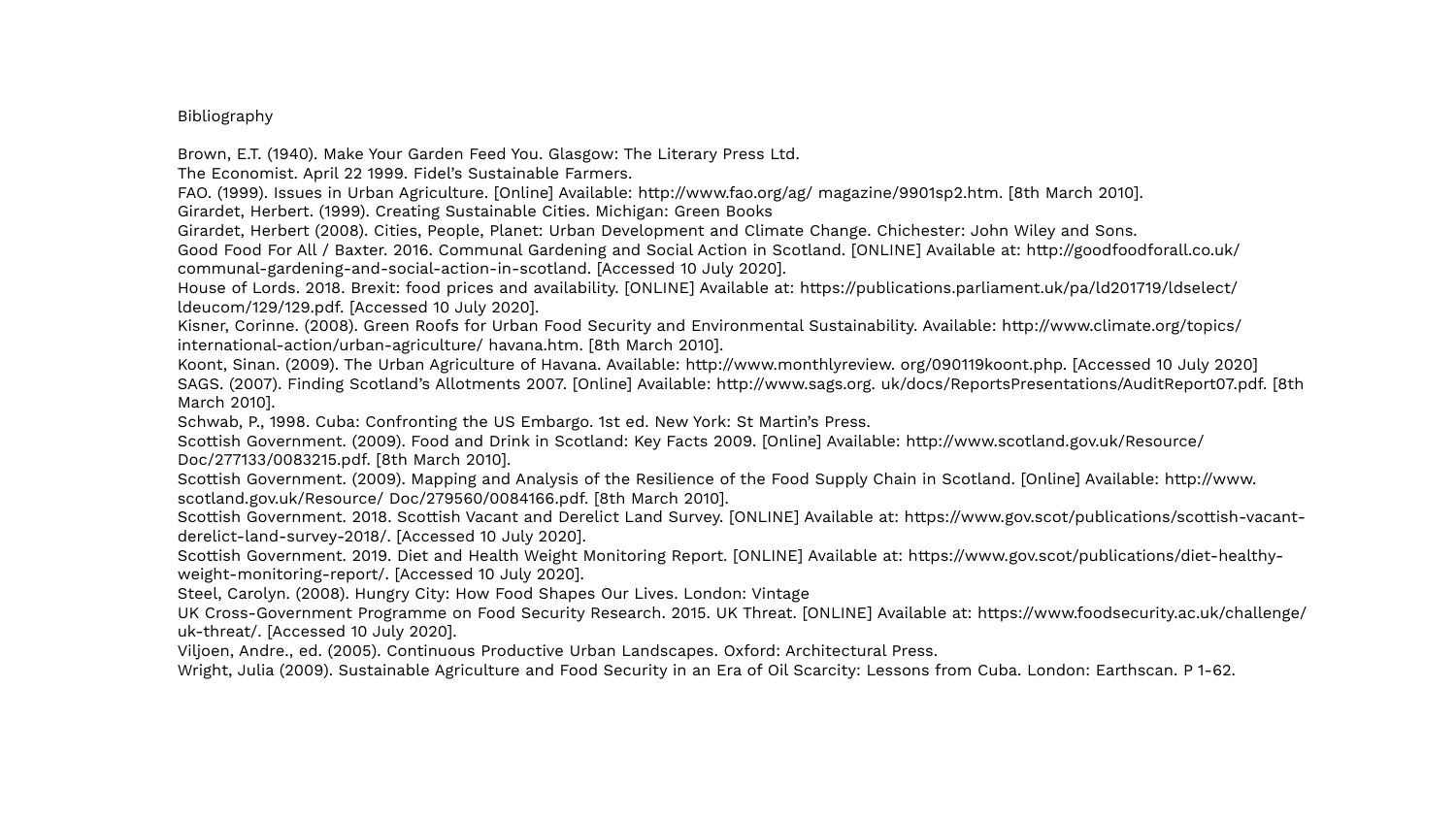# Bibliography

Brown, E.T. (1940). Make Your Garden Feed You. Glasgow: The Literary Press Ltd.

The Economist. April 22 1999. Fidel's Sustainable Farmers.

FAO. (1999). Issues in Urban Agriculture. [Online] Available: http://www.fao.org/ag/ magazine/9901sp2.htm. [8th March 2010].

Girardet, Herbert. (1999). Creating Sustainable Cities. Michigan: Green Books

Girardet, Herbert (2008). Cities, People, Planet: Urban Development and Climate Change. Chichester: John Wiley and Sons.

Good Food For All / Baxter. 2016. Communal Gardening and Social Action in Scotland. [ONLINE] Available at: http://goodfoodforall.co.uk/ communal-gardening-and-social-action-in-scotland. [Accessed 10 July 2020].

House of Lords. 2018. Brexit: food prices and availability. [ONLINE] Available at: https://publications.parliament.uk/pa/ld201719/ldselect/ ldeucom/129/129.pdf. [Accessed 10 July 2020].

Kisner, Corinne. (2008). Green Roofs for Urban Food Security and Environmental Sustainability. Available: http://www.climate.org/topics/ international-action/urban-agriculture/ havana.htm. [8th March 2010].

Koont, Sinan. (2009). The Urban Agriculture of Havana. Available: http://www.monthlyreview. org/090119koont.php. [Accessed 10 July 2020]

SAGS. (2007). Finding Scotland's Allotments 2007. [Online] Available: http://www.sags.org. uk/docs/ReportsPresentations/AuditReport07.pdf. [8th March 2010].

Schwab, P., 1998. Cuba: Confronting the US Embargo. 1st ed. New York: St Martin's Press.

Scottish Government. (2009). Food and Drink in Scotland: Key Facts 2009. [Online] Available: http://www.scotland.gov.uk/Resource/ Doc/277133/0083215.pdf. [8th March 2010].

Scottish Government. (2009). Mapping and Analysis of the Resilience of the Food Supply Chain in Scotland. [Online] Available: http://www. scotland.gov.uk/Resource/ Doc/279560/0084166.pdf. [8th March 2010].

Scottish Government. 2018. Scottish Vacant and Derelict Land Survey. [ONLINE] Available at: https://www.gov.scot/publications/scottish-vacant-derelict-land-survey-2018/. [Accessed 10 July 2020].

Scottish Government. 2019. Diet and Health Weight Monitoring Report. [ONLINE] Available at: https://www.gov.scot/publications/diet-healthy-weight-monitoring-report/. [Accessed 10 July 2020].

Steel, Carolyn. (2008). Hungry City: How Food Shapes Our Lives. London: Vintage

UK Cross-Government Programme on Food Security Research. 2015. UK Threat. [ONLINE] Available at: https://www.foodsecurity.ac.uk/challenge/ uk-threat/. [Accessed 10 July 2020].

Viljoen, Andre., ed. (2005). Continuous Productive Urban Landscapes. Oxford: Architectural Press.

Wright, Julia (2009). Sustainable Agriculture and Food Security in an Era of Oil Scarcity: Lessons from Cuba. London: Earthscan. P 1-62.